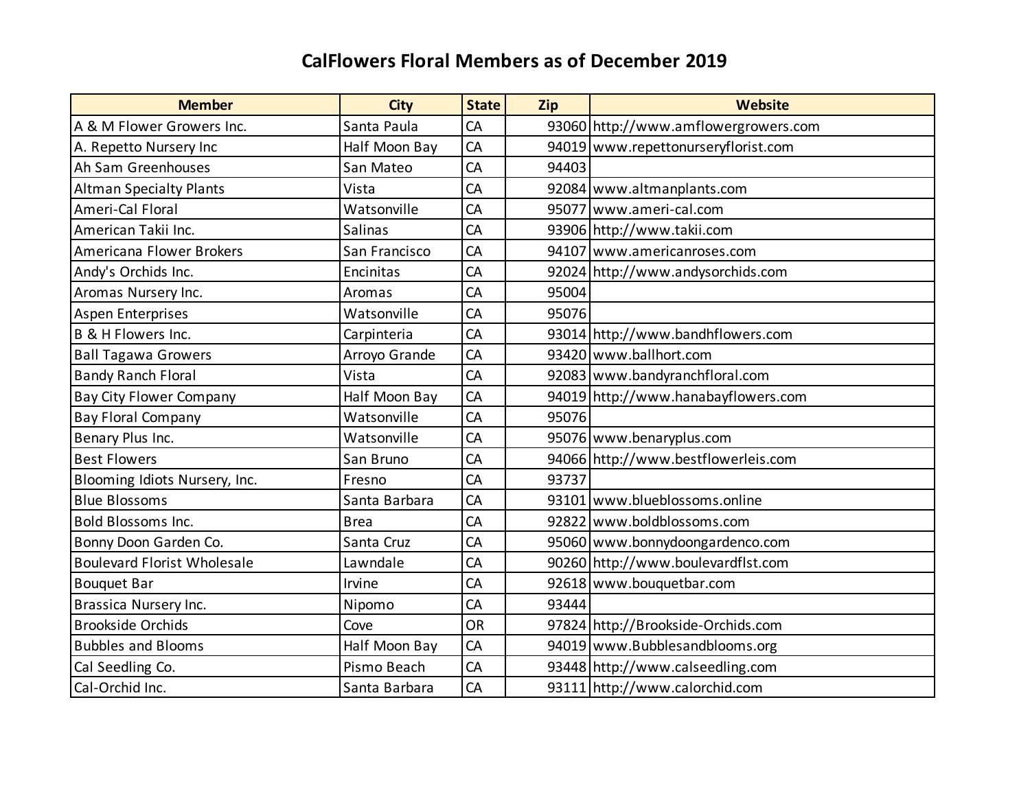# CalFlowers Floral Members as of December 2019

| Member | City | State | Zip | Website |
|---|---|---|---|---|
| A & M Flower Growers Inc. | Santa Paula | CA | 93060 | http://www.amflowergrowers.com |
| A. Repetto Nursery Inc | Half Moon Bay | CA | 94019 | www.repettonurseryflorist.com |
| Ah Sam Greenhouses | San Mateo | CA | 94403 | |
| Altman Specialty Plants | Vista | CA | 92084 | www.altmanplants.com |
| Ameri-Cal Floral | Watsonville | CA | 95077 | www.ameri-cal.com |
| American Takii Inc. | Salinas | CA | 93906 | http://www.takii.com |
| Americana Flower Brokers | San Francisco | CA | 94107 | www.americanroses.com |
| Andy's Orchids Inc. | Encinitas | CA | 92024 | http://www.andysorchids.com |
| Aromas Nursery Inc. | Aromas | CA | 95004 | |
| Aspen Enterprises | Watsonville | CA | 95076 | |
| B & H Flowers Inc. | Carpinteria | CA | 93014 | http://www.bandhflowers.com |
| Ball Tagawa Growers | Arroyo Grande | CA | 93420 | www.ballhort.com |
| Bandy Ranch Floral | Vista | CA | 92083 | www.bandyranchfloral.com |
| Bay City Flower Company | Half Moon Bay | CA | 94019 | http://www.hanabayflowers.com |
| Bay Floral Company | Watsonville | CA | 95076 | |
| Benary Plus Inc. | Watsonville | CA | 95076 | www.benaryplus.com |
| Best Flowers | San Bruno | CA | 94066 | http://www.bestflowerleis.com |
| Blooming Idiots Nursery, Inc. | Fresno | CA | 93737 | |
| Blue Blossoms | Santa Barbara | CA | 93101 | www.blueblossoms.online |
| Bold Blossoms Inc. | Brea | CA | 92822 | www.boldblossoms.com |
| Bonny Doon Garden Co. | Santa Cruz | CA | 95060 | www.bonnydoongardenco.com |
| Boulevard Florist Wholesale | Lawndale | CA | 90260 | http://www.boulevardflst.com |
| Bouquet Bar | Irvine | CA | 92618 | www.bouquetbar.com |
| Brassica Nursery Inc. | Nipomo | CA | 93444 | |
| Brookside Orchids | Cove | OR | 97824 | http://Brookside-Orchids.com |
| Bubbles and Blooms | Half Moon Bay | CA | 94019 | www.Bubblesandblooms.org |
| Cal Seedling Co. | Pismo Beach | CA | 93448 | http://www.calseedling.com |
| Cal-Orchid Inc. | Santa Barbara | CA | 93111 | http://www.calorchid.com |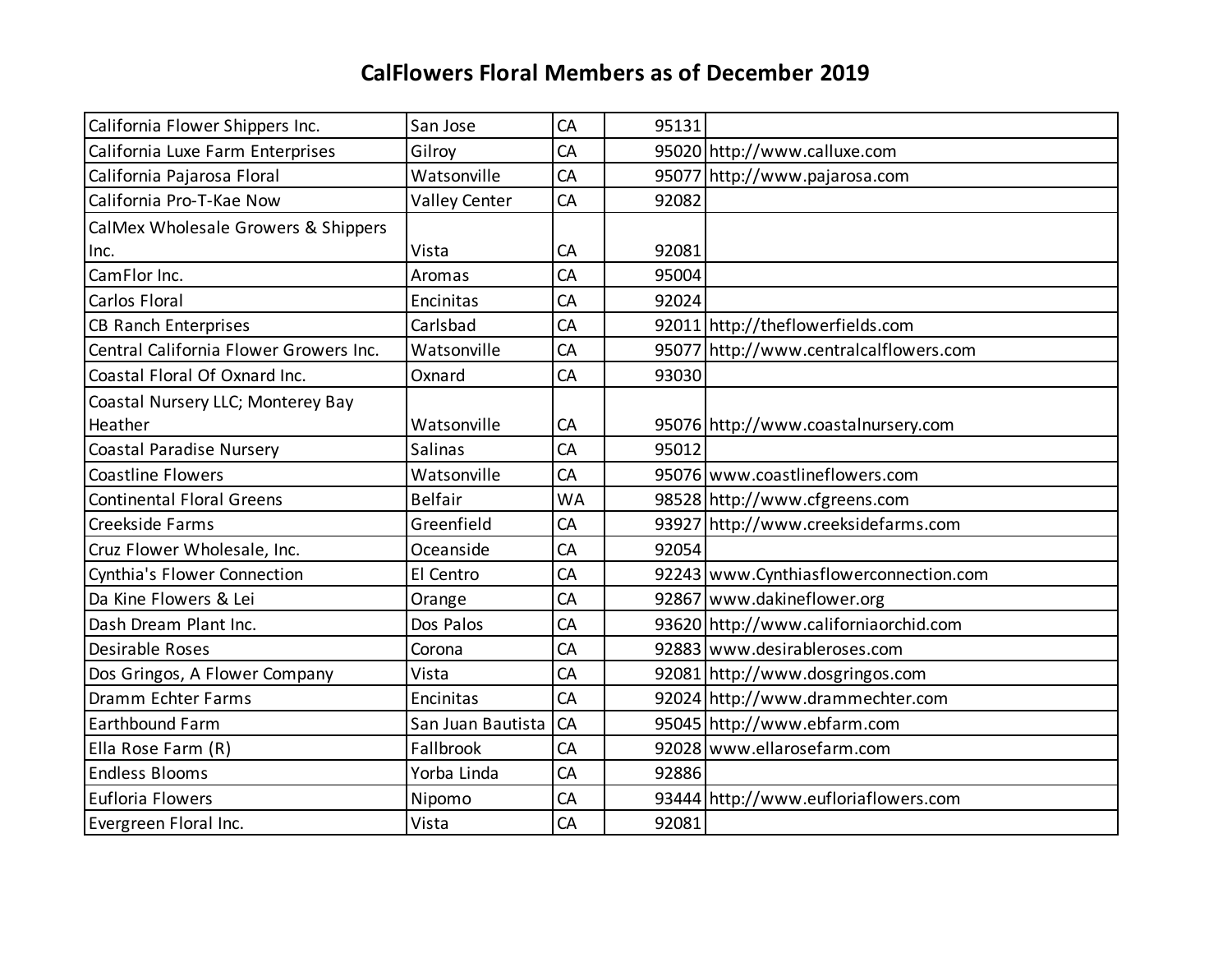# CalFlowers Floral Members as of December 2019

| | | | | |
|---|---|---|---|---|
| California Flower Shippers Inc. | San Jose | CA | 95131 | |
| California Luxe Farm Enterprises | Gilroy | CA | 95020 | http://www.calluxe.com |
| California Pajarosa Floral | Watsonville | CA | 95077 | http://www.pajarosa.com |
| California Pro-T-Kae Now | Valley Center | CA | 92082 | |
| CalMex Wholesale Growers & Shippers Inc. | Vista | CA | 92081 | |
| CamFlor Inc. | Aromas | CA | 95004 | |
| Carlos Floral | Encinitas | CA | 92024 | |
| CB Ranch Enterprises | Carlsbad | CA | 92011 | http://theflowerfields.com |
| Central California Flower Growers Inc. | Watsonville | CA | 95077 | http://www.centralcalflowers.com |
| Coastal Floral Of Oxnard Inc. | Oxnard | CA | 93030 | |
| Coastal Nursery LLC; Monterey Bay Heather | Watsonville | CA | 95076 | http://www.coastalnursery.com |
| Coastal Paradise Nursery | Salinas | CA | 95012 | |
| Coastline Flowers | Watsonville | CA | 95076 | www.coastlineflowers.com |
| Continental Floral Greens | Belfair | WA | 98528 | http://www.cfgreens.com |
| Creekside Farms | Greenfield | CA | 93927 | http://www.creeksidefarms.com |
| Cruz Flower Wholesale, Inc. | Oceanside | CA | 92054 | |
| Cynthia's Flower Connection | El Centro | CA | 92243 | www.Cynthiasflowerconnection.com |
| Da Kine Flowers & Lei | Orange | CA | 92867 | www.dakineflower.org |
| Dash Dream Plant Inc. | Dos Palos | CA | 93620 | http://www.californiaorchid.com |
| Desirable Roses | Corona | CA | 92883 | www.desirableroses.com |
| Dos Gringos, A Flower Company | Vista | CA | 92081 | http://www.dosgringos.com |
| Dramm Echter Farms | Encinitas | CA | 92024 | http://www.drammechter.com |
| Earthbound Farm | San Juan Bautista | CA | 95045 | http://www.ebfarm.com |
| Ella Rose Farm (R) | Fallbrook | CA | 92028 | www.ellarosefarm.com |
| Endless Blooms | Yorba Linda | CA | 92886 | |
| Eufloria Flowers | Nipomo | CA | 93444 | http://www.eufloriaflowers.com |
| Evergreen Floral Inc. | Vista | CA | 92081 | |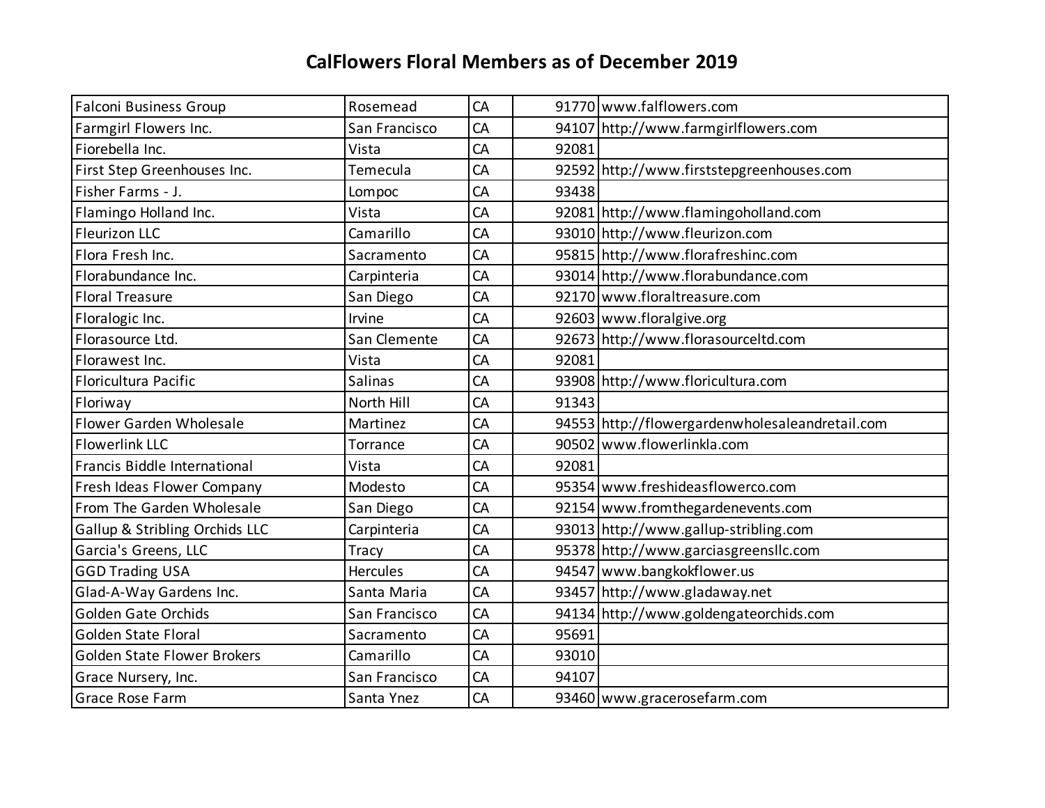# CalFlowers Floral Members as of December 2019

| | | | | |
|---|---|---|---|---|
| Falconi Business Group | Rosemead | CA | 91770 | www.falflowers.com |
| Farmgirl Flowers Inc. | San Francisco | CA | 94107 | http://www.farmgirlflowers.com |
| Fiorebella Inc. | Vista | CA | 92081 | |
| First Step Greenhouses Inc. | Temecula | CA | 92592 | http://www.firststepgreenhouses.com |
| Fisher Farms - J. | Lompoc | CA | 93438 | |
| Flamingo Holland Inc. | Vista | CA | 92081 | http://www.flamingoholland.com |
| Fleurizon LLC | Camarillo | CA | 93010 | http://www.fleurizon.com |
| Flora Fresh Inc. | Sacramento | CA | 95815 | http://www.florafreshinc.com |
| Florabundance Inc. | Carpinteria | CA | 93014 | http://www.florabundance.com |
| Floral Treasure | San Diego | CA | 92170 | www.floraltreasure.com |
| Floralogic Inc. | Irvine | CA | 92603 | www.floralgive.org |
| Florasource Ltd. | San Clemente | CA | 92673 | http://www.florasourceltd.com |
| Florawest Inc. | Vista | CA | 92081 | |
| Floricultura Pacific | Salinas | CA | 93908 | http://www.floricultura.com |
| Floriway | North Hill | CA | 91343 | |
| Flower Garden Wholesale | Martinez | CA | 94553 | http://flowergardenwholesaleandretail.com |
| Flowerlink LLC | Torrance | CA | 90502 | www.flowerlinkla.com |
| Francis Biddle International | Vista | CA | 92081 | |
| Fresh Ideas Flower Company | Modesto | CA | 95354 | www.freshideasflowerco.com |
| From The Garden Wholesale | San Diego | CA | 92154 | www.fromthegardenevents.com |
| Gallup & Stribling Orchids LLC | Carpinteria | CA | 93013 | http://www.gallup-stribling.com |
| Garcia's Greens, LLC | Tracy | CA | 95378 | http://www.garciasgreensllc.com |
| GGD Trading USA | Hercules | CA | 94547 | www.bangkokflower.us |
| Glad-A-Way Gardens Inc. | Santa Maria | CA | 93457 | http://www.gladaway.net |
| Golden Gate Orchids | San Francisco | CA | 94134 | http://www.goldengateorchids.com |
| Golden State Floral | Sacramento | CA | 95691 | |
| Golden State Flower Brokers | Camarillo | CA | 93010 | |
| Grace Nursery, Inc. | San Francisco | CA | 94107 | |
| Grace Rose Farm | Santa Ynez | CA | 93460 | www.gracerosefarm.com |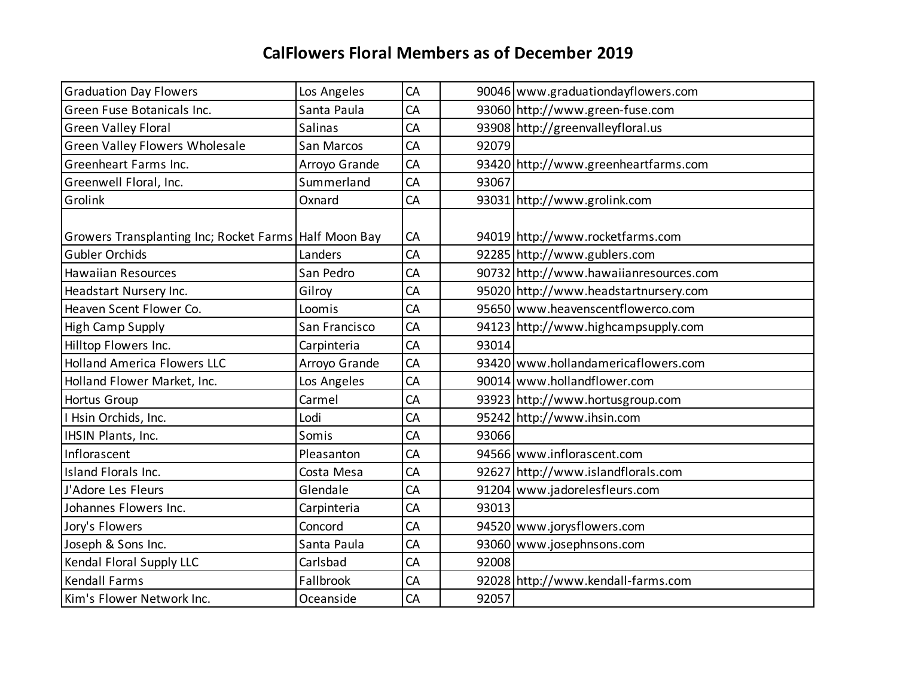# CalFlowers Floral Members as of December 2019

| | | | | |
|---|---|---|---|---|
| Graduation Day Flowers | Los Angeles | CA | 90046 | www.graduationdayflowers.com |
| Green Fuse Botanicals Inc. | Santa Paula | CA | 93060 | http://www.green-fuse.com |
| Green Valley Floral | Salinas | CA | 93908 | http://greenvalleyfloral.us |
| Green Valley Flowers Wholesale | San Marcos | CA | 92079 | |
| Greenheart Farms Inc. | Arroyo Grande | CA | 93420 | http://www.greenheartfarms.com |
| Greenwell Floral, Inc. | Summerland | CA | 93067 | |
| Grolink | Oxnard | CA | 93031 | http://www.grolink.com |
| Growers Transplanting Inc; Rocket Farms | Half Moon Bay | CA | 94019 | http://www.rocketfarms.com |
| Gubler Orchids | Landers | CA | 92285 | http://www.gublers.com |
| Hawaiian Resources | San Pedro | CA | 90732 | http://www.hawaiianresources.com |
| Headstart Nursery Inc. | Gilroy | CA | 95020 | http://www.headstartnursery.com |
| Heaven Scent Flower Co. | Loomis | CA | 95650 | www.heavenscentflowerco.com |
| High Camp Supply | San Francisco | CA | 94123 | http://www.highcampsupply.com |
| Hilltop Flowers Inc. | Carpinteria | CA | 93014 | |
| Holland America Flowers LLC | Arroyo Grande | CA | 93420 | www.hollandamericaflowers.com |
| Holland Flower Market, Inc. | Los Angeles | CA | 90014 | www.hollandflower.com |
| Hortus Group | Carmel | CA | 93923 | http://www.hortusgroup.com |
| I Hsin Orchids, Inc. | Lodi | CA | 95242 | http://www.ihsin.com |
| IHSIN Plants, Inc. | Somis | CA | 93066 | |
| Inflorascent | Pleasanton | CA | 94566 | www.inflorascent.com |
| Island Florals Inc. | Costa Mesa | CA | 92627 | http://www.islandflorals.com |
| J'Adore Les Fleurs | Glendale | CA | 91204 | www.jadorelesfleurs.com |
| Johannes Flowers Inc. | Carpinteria | CA | 93013 | |
| Jory's Flowers | Concord | CA | 94520 | www.jorysflowers.com |
| Joseph & Sons Inc. | Santa Paula | CA | 93060 | www.josephnsons.com |
| Kendal Floral Supply LLC | Carlsbad | CA | 92008 | |
| Kendall Farms | Fallbrook | CA | 92028 | http://www.kendall-farms.com |
| Kim's Flower Network Inc. | Oceanside | CA | 92057 | |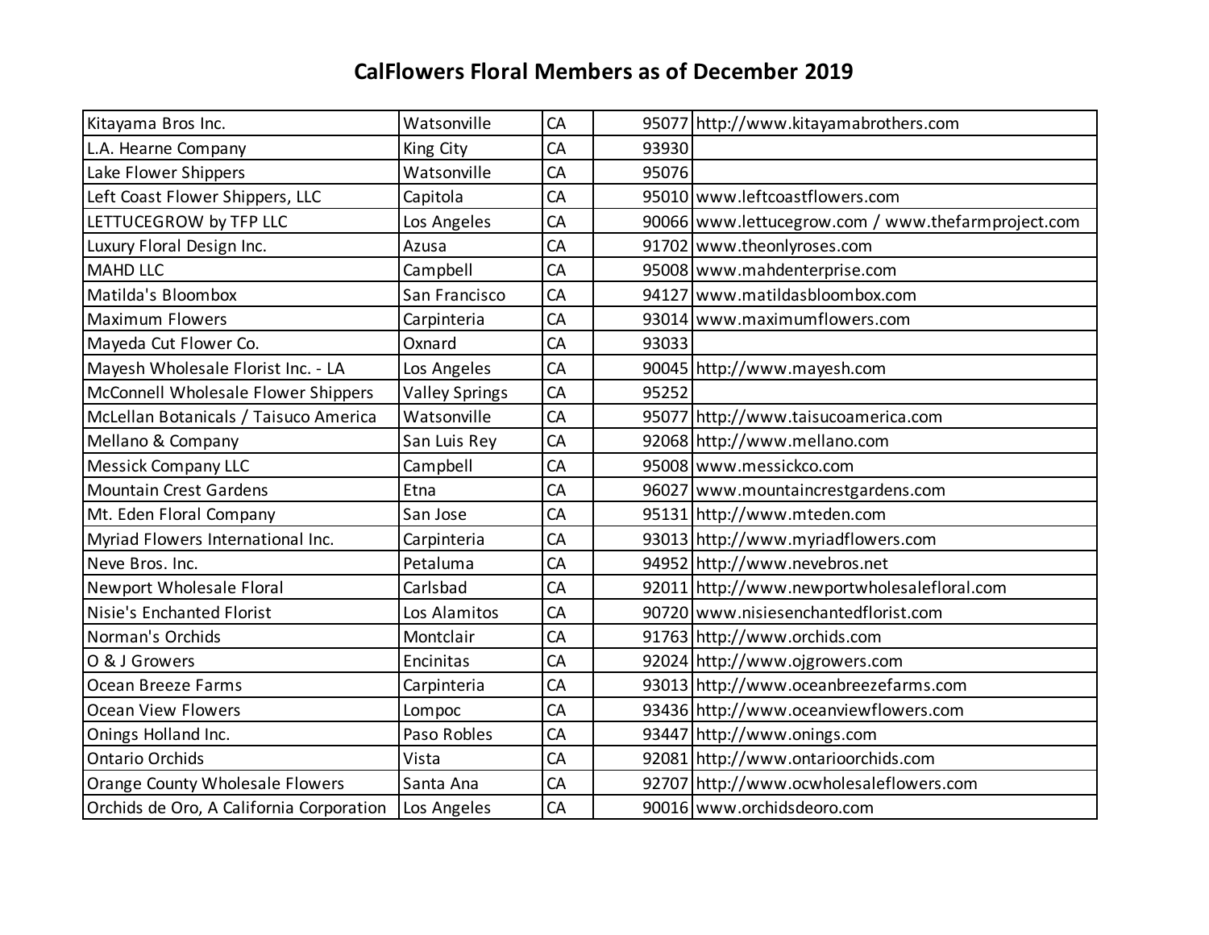# CalFlowers Floral Members as of December 2019

| | | | | |
|---|---|---|---|---|
| Kitayama Bros Inc. | Watsonville | CA | 95077 | http://www.kitayamabrothers.com |
| L.A. Hearne Company | King City | CA | 93930 | |
| Lake Flower Shippers | Watsonville | CA | 95076 | |
| Left Coast Flower Shippers, LLC | Capitola | CA | 95010 | www.leftcoastflowers.com |
| LETTUCEGROW by TFP LLC | Los Angeles | CA | 90066 | www.lettucegrow.com / www.thefarmproject.com |
| Luxury Floral Design Inc. | Azusa | CA | 91702 | www.theonlyroses.com |
| MAHD LLC | Campbell | CA | 95008 | www.mahdenterprise.com |
| Matilda's Bloombox | San Francisco | CA | 94127 | www.matildasbloombox.com |
| Maximum Flowers | Carpinteria | CA | 93014 | www.maximumflowers.com |
| Mayeda Cut Flower Co. | Oxnard | CA | 93033 | |
| Mayesh Wholesale Florist Inc. - LA | Los Angeles | CA | 90045 | http://www.mayesh.com |
| McConnell Wholesale Flower Shippers | Valley Springs | CA | 95252 | |
| McLellan Botanicals / Taisuco America | Watsonville | CA | 95077 | http://www.taisucoamerica.com |
| Mellano & Company | San Luis Rey | CA | 92068 | http://www.mellano.com |
| Messick Company LLC | Campbell | CA | 95008 | www.messickco.com |
| Mountain Crest Gardens | Etna | CA | 96027 | www.mountaincrestgardens.com |
| Mt. Eden Floral Company | San Jose | CA | 95131 | http://www.mteden.com |
| Myriad Flowers International Inc. | Carpinteria | CA | 93013 | http://www.myriadflowers.com |
| Neve Bros. Inc. | Petaluma | CA | 94952 | http://www.nevebros.net |
| Newport Wholesale Floral | Carlsbad | CA | 92011 | http://www.newportwholesalefloral.com |
| Nisie's Enchanted Florist | Los Alamitos | CA | 90720 | www.nisiesenchantedflorist.com |
| Norman's Orchids | Montclair | CA | 91763 | http://www.orchids.com |
| O & J Growers | Encinitas | CA | 92024 | http://www.ojgrowers.com |
| Ocean Breeze Farms | Carpinteria | CA | 93013 | http://www.oceanbreezefarms.com |
| Ocean View Flowers | Lompoc | CA | 93436 | http://www.oceanviewflowers.com |
| Onings Holland Inc. | Paso Robles | CA | 93447 | http://www.onings.com |
| Ontario Orchids | Vista | CA | 92081 | http://www.ontarioorchids.com |
| Orange County Wholesale Flowers | Santa Ana | CA | 92707 | http://www.ocwholesaleflowers.com |
| Orchids de Oro, A California Corporation | Los Angeles | CA | 90016 | www.orchidsdeoro.com |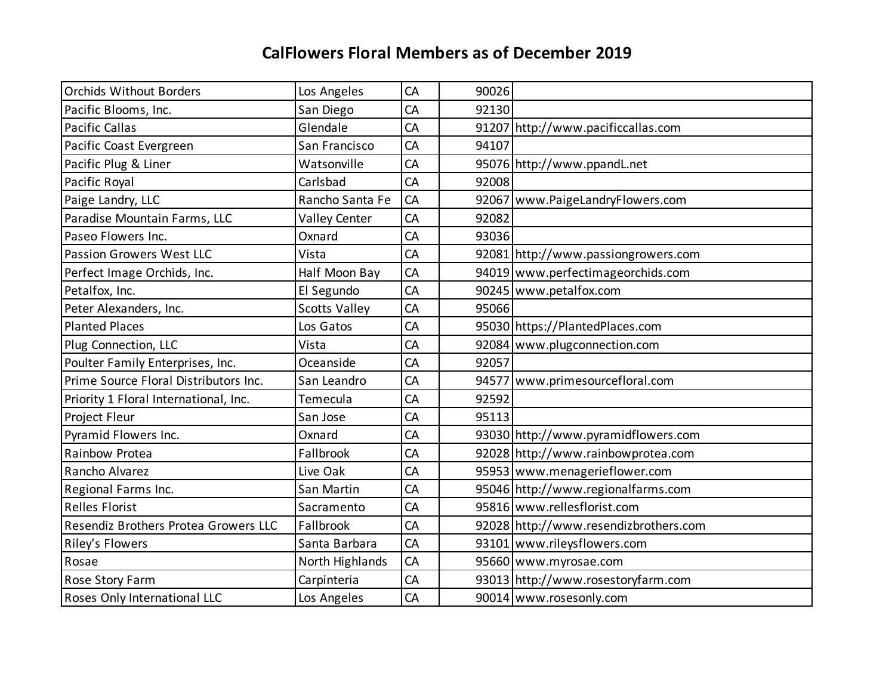# CalFlowers Floral Members as of December 2019

| | | | | |
|---|---|---|---|---|
| Orchids Without Borders | Los Angeles | CA | 90026 | |
| Pacific Blooms, Inc. | San Diego | CA | 92130 | |
| Pacific Callas | Glendale | CA | 91207 | http://www.pacificcallas.com |
| Pacific Coast Evergreen | San Francisco | CA | 94107 | |
| Pacific Plug & Liner | Watsonville | CA | 95076 | http://www.ppandL.net |
| Pacific Royal | Carlsbad | CA | 92008 | |
| Paige Landry, LLC | Rancho Santa Fe | CA | 92067 | www.PaigeLandryFlowers.com |
| Paradise Mountain Farms, LLC | Valley Center | CA | 92082 | |
| Paseo Flowers Inc. | Oxnard | CA | 93036 | |
| Passion Growers West LLC | Vista | CA | 92081 | http://www.passiongrowers.com |
| Perfect Image Orchids, Inc. | Half Moon Bay | CA | 94019 | www.perfectimageorchids.com |
| Petalfox, Inc. | El Segundo | CA | 90245 | www.petalfox.com |
| Peter Alexanders, Inc. | Scotts Valley | CA | 95066 | |
| Planted Places | Los Gatos | CA | 95030 | https://PlantedPlaces.com |
| Plug Connection, LLC | Vista | CA | 92084 | www.plugconnection.com |
| Poulter Family Enterprises, Inc. | Oceanside | CA | 92057 | |
| Prime Source Floral Distributors Inc. | San Leandro | CA | 94577 | www.primesourcefloral.com |
| Priority 1 Floral International, Inc. | Temecula | CA | 92592 | |
| Project Fleur | San Jose | CA | 95113 | |
| Pyramid Flowers Inc. | Oxnard | CA | 93030 | http://www.pyramidflowers.com |
| Rainbow Protea | Fallbrook | CA | 92028 | http://www.rainbowprotea.com |
| Rancho Alvarez | Live Oak | CA | 95953 | www.menagerieflower.com |
| Regional Farms Inc. | San Martin | CA | 95046 | http://www.regionalfarms.com |
| Relles Florist | Sacramento | CA | 95816 | www.rellesflorist.com |
| Resendiz Brothers Protea Growers LLC | Fallbrook | CA | 92028 | http://www.resendizbrothers.com |
| Riley's Flowers | Santa Barbara | CA | 93101 | www.rileysflowers.com |
| Rosae | North Highlands | CA | 95660 | www.myrosae.com |
| Rose Story Farm | Carpinteria | CA | 93013 | http://www.rosestoryfarm.com |
| Roses Only International LLC | Los Angeles | CA | 90014 | www.rosesonly.com |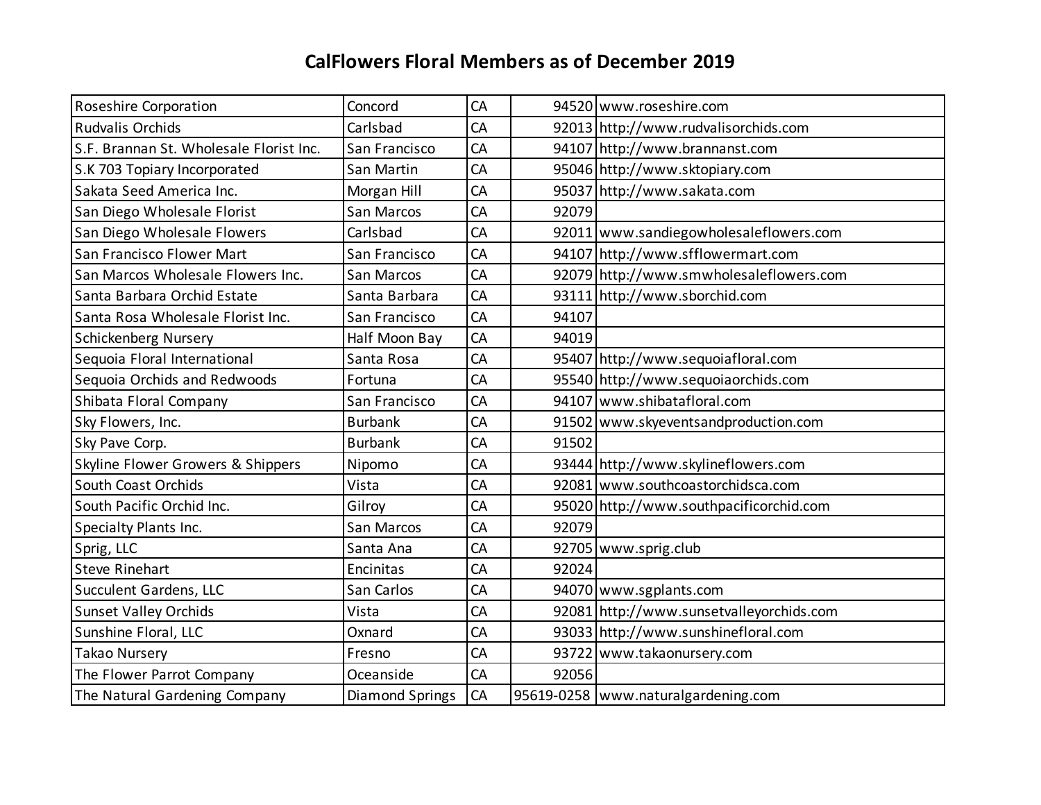# CalFlowers Floral Members as of December 2019

| | | | | |
|---|---|---|---|---|
| Roseshire Corporation | Concord | CA | 94520 | www.roseshire.com |
| Rudvalis Orchids | Carlsbad | CA | 92013 | http://www.rudvalisorchids.com |
| S.F. Brannan St. Wholesale Florist Inc. | San Francisco | CA | 94107 | http://www.brannanst.com |
| S.K 703 Topiary Incorporated | San Martin | CA | 95046 | http://www.sktopiary.com |
| Sakata Seed America Inc. | Morgan Hill | CA | 95037 | http://www.sakata.com |
| San Diego Wholesale Florist | San Marcos | CA | 92079 | |
| San Diego Wholesale Flowers | Carlsbad | CA | 92011 | www.sandiegowholesaleflowers.com |
| San Francisco Flower Mart | San Francisco | CA | 94107 | http://www.sfflowermart.com |
| San Marcos Wholesale Flowers Inc. | San Marcos | CA | 92079 | http://www.smwholesaleflowers.com |
| Santa Barbara Orchid Estate | Santa Barbara | CA | 93111 | http://www.sborchid.com |
| Santa Rosa Wholesale Florist Inc. | San Francisco | CA | 94107 | |
| Schickenberg Nursery | Half Moon Bay | CA | 94019 | |
| Sequoia Floral International | Santa Rosa | CA | 95407 | http://www.sequoiafloral.com |
| Sequoia Orchids and Redwoods | Fortuna | CA | 95540 | http://www.sequoiaorchids.com |
| Shibata Floral Company | San Francisco | CA | 94107 | www.shibatafloral.com |
| Sky Flowers, Inc. | Burbank | CA | 91502 | www.skyeventsandproduction.com |
| Sky Pave Corp. | Burbank | CA | 91502 | |
| Skyline Flower Growers & Shippers | Nipomo | CA | 93444 | http://www.skylineflowers.com |
| South Coast Orchids | Vista | CA | 92081 | www.southcoastorchidsca.com |
| South Pacific Orchid Inc. | Gilroy | CA | 95020 | http://www.southpacificorchid.com |
| Specialty Plants Inc. | San Marcos | CA | 92079 | |
| Sprig, LLC | Santa Ana | CA | 92705 | www.sprig.club |
| Steve Rinehart | Encinitas | CA | 92024 | |
| Succulent Gardens, LLC | San Carlos | CA | 94070 | www.sgplants.com |
| Sunset Valley Orchids | Vista | CA | 92081 | http://www.sunsetvalleyorchids.com |
| Sunshine Floral, LLC | Oxnard | CA | 93033 | http://www.sunshinefloral.com |
| Takao Nursery | Fresno | CA | 93722 | www.takaonursery.com |
| The Flower Parrot Company | Oceanside | CA | 92056 | |
| The Natural Gardening Company | Diamond Springs | CA | 95619-0258 | www.naturalgardening.com |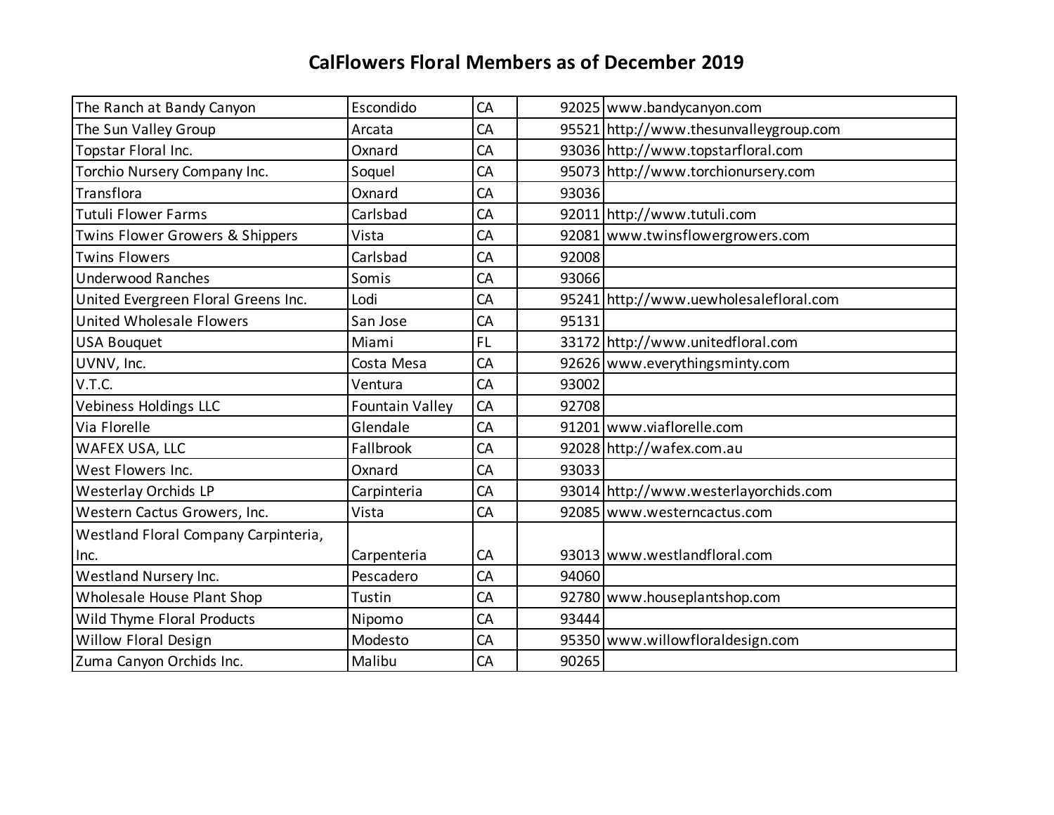# CalFlowers Floral Members as of December 2019

| | | | | |
|---|---|---|---|---|
| The Ranch at Bandy Canyon | Escondido | CA | 92025 | www.bandycanyon.com |
| The Sun Valley Group | Arcata | CA | 95521 | http://www.thesunvalleygroup.com |
| Topstar Floral Inc. | Oxnard | CA | 93036 | http://www.topstarfloral.com |
| Torchio Nursery Company Inc. | Soquel | CA | 95073 | http://www.torchionursery.com |
| Transflora | Oxnard | CA | 93036 | |
| Tutuli Flower Farms | Carlsbad | CA | 92011 | http://www.tutuli.com |
| Twins Flower Growers & Shippers | Vista | CA | 92081 | www.twinsflowergrowers.com |
| Twins Flowers | Carlsbad | CA | 92008 | |
| Underwood Ranches | Somis | CA | 93066 | |
| United Evergreen Floral Greens Inc. | Lodi | CA | 95241 | http://www.uewholesalefloral.com |
| United Wholesale Flowers | San Jose | CA | 95131 | |
| USA Bouquet | Miami | FL | 33172 | http://www.unitedfloral.com |
| UVNV, Inc. | Costa Mesa | CA | 92626 | www.everythingsminty.com |
| V.T.C. | Ventura | CA | 93002 | |
| Vebiness Holdings LLC | Fountain Valley | CA | 92708 | |
| Via Florelle | Glendale | CA | 91201 | www.viaflorelle.com |
| WAFEX USA, LLC | Fallbrook | CA | 92028 | http://wafex.com.au |
| West Flowers Inc. | Oxnard | CA | 93033 | |
| Westerlay Orchids LP | Carpinteria | CA | 93014 | http://www.westerlayorchids.com |
| Western Cactus Growers, Inc. | Vista | CA | 92085 | www.westerncactus.com |
| Westland Floral Company Carpinteria, Inc. | Carpenteria | CA | 93013 | www.westlandfloral.com |
| Westland Nursery Inc. | Pescadero | CA | 94060 | |
| Wholesale House Plant Shop | Tustin | CA | 92780 | www.houseplantshop.com |
| Wild Thyme Floral Products | Nipomo | CA | 93444 | |
| Willow Floral Design | Modesto | CA | 95350 | www.willowfloraldesign.com |
| Zuma Canyon Orchids Inc. | Malibu | CA | 90265 | |